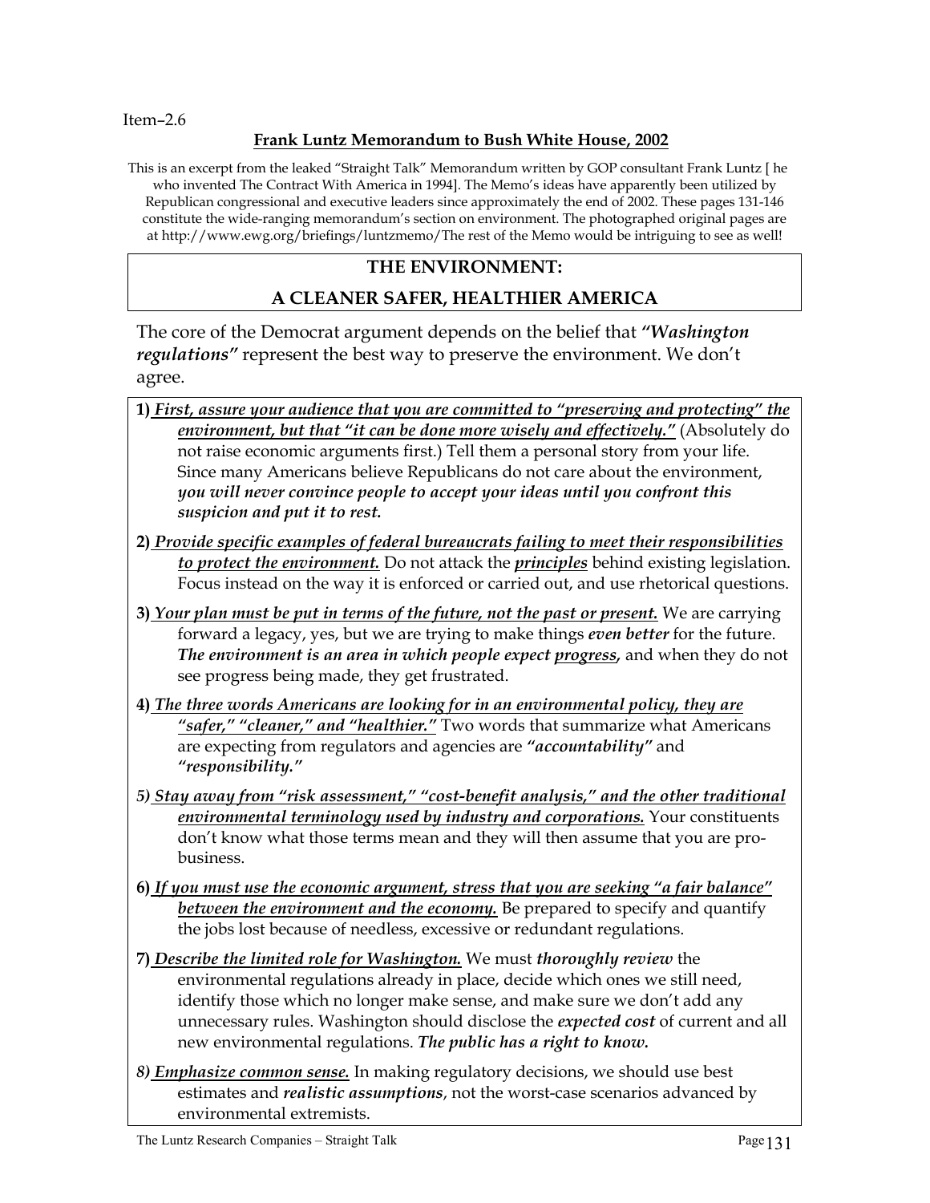Item–2.6

## Frank Luntz Memorandum to Bush White House, 2002

This is an excerpt from the leaked "Straight Talk" Memorandum written by GOP consultant Frank Luntz [ he who invented The Contract With America in 1994]. The Memo's ideas have apparently been utilized by Republican congressional and executive leaders since approximately the end of 2002. These pages 131-146 constitute the wide-ranging memorandum's section on environment. The photographed original pages are at http://www.ewg.org/briefings/luntzmemo/The rest of the Memo would be intriguing to see as well!

## THE ENVIRONMENT:
## A CLEANER SAFER, HEALTHIER AMERICA

The core of the Democrat argument depends on the belief that ***"Washington regulations"*** represent the best way to preserve the environment. We don't agree.

**1)** ***First, assure your audience that you are committed to "preserving and protecting" the environment, but that "it can be done more wisely and effectively."*** (Absolutely do not raise economic arguments first.) Tell them a personal story from your life. Since many Americans believe Republicans do not care about the environment, ***you will never convince people to accept your ideas until you confront this suspicion and put it to rest.***

**2)** ***Provide specific examples of federal bureaucrats failing to meet their responsibilities to protect the environment.*** Do not attack the ***principles*** behind existing legislation. Focus instead on the way it is enforced or carried out, and use rhetorical questions.

**3)** ***Your plan must be put in terms of the future, not the past or present.*** We are carrying forward a legacy, yes, but we are trying to make things ***even better*** for the future. ***The environment is an area in which people expect progress,*** and when they do not see progress being made, they get frustrated.

**4)** ***The three words Americans are looking for in an environmental policy, they are "safer," "cleaner," and "healthier."*** Two words that summarize what Americans are expecting from regulators and agencies are ***"accountability"*** and ***"responsibility."***

*5)* ***Stay away from "risk assessment," "cost-benefit analysis," and the other traditional environmental terminology used by industry and corporations.*** Your constituents don't know what those terms mean and they will then assume that you are pro-business.

**6)** ***If you must use the economic argument, stress that you are seeking "a fair balance" between the environment and the economy.*** Be prepared to specify and quantify the jobs lost because of needless, excessive or redundant regulations.

**7)** ***Describe the limited role for Washington.*** We must ***thoroughly review*** the environmental regulations already in place, decide which ones we still need, identify those which no longer make sense, and make sure we don't add any unnecessary rules. Washington should disclose the ***expected cost*** of current and all new environmental regulations. ***The public has a right to know.***

*8)* ***Emphasize common sense.*** In making regulatory decisions, we should use best estimates and ***realistic assumptions***, not the worst-case scenarios advanced by environmental extremists.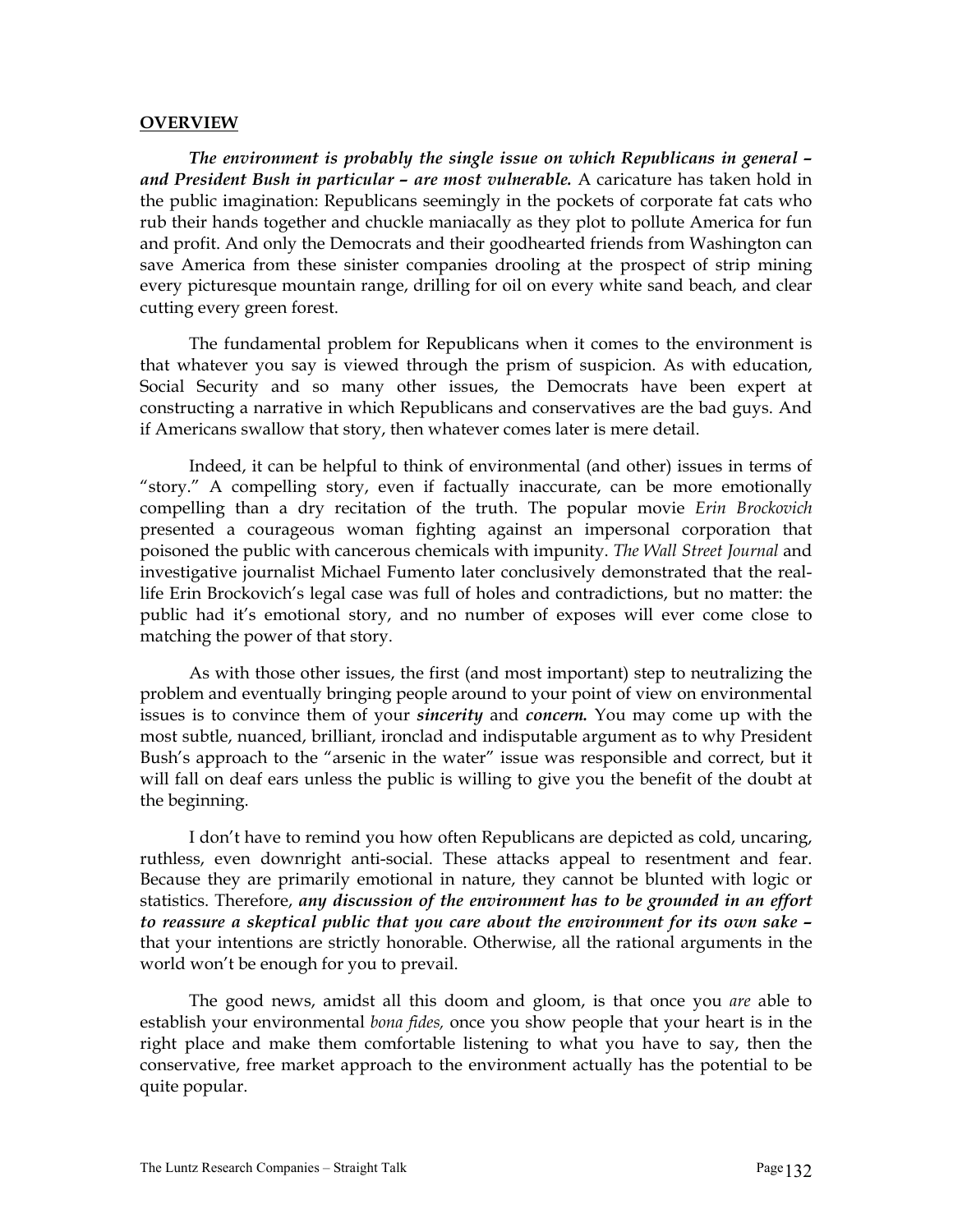**OVERVIEW**

***The environment is probably the single issue on which Republicans in general – and President Bush in particular – are most vulnerable.*** A caricature has taken hold in the public imagination: Republicans seemingly in the pockets of corporate fat cats who rub their hands together and chuckle maniacally as they plot to pollute America for fun and profit. And only the Democrats and their goodhearted friends from Washington can save America from these sinister companies drooling at the prospect of strip mining every picturesque mountain range, drilling for oil on every white sand beach, and clear cutting every green forest.

The fundamental problem for Republicans when it comes to the environment is that whatever you say is viewed through the prism of suspicion. As with education, Social Security and so many other issues, the Democrats have been expert at constructing a narrative in which Republicans and conservatives are the bad guys. And if Americans swallow that story, then whatever comes later is mere detail.

Indeed, it can be helpful to think of environmental (and other) issues in terms of "story." A compelling story, even if factually inaccurate, can be more emotionally compelling than a dry recitation of the truth. The popular movie *Erin Brockovich* presented a courageous woman fighting against an impersonal corporation that poisoned the public with cancerous chemicals with impunity. *The Wall Street Journal* and investigative journalist Michael Fumento later conclusively demonstrated that the real-life Erin Brockovich's legal case was full of holes and contradictions, but no matter: the public had it's emotional story, and no number of exposes will ever come close to matching the power of that story.

As with those other issues, the first (and most important) step to neutralizing the problem and eventually bringing people around to your point of view on environmental issues is to convince them of your ***sincerity*** and ***concern.*** You may come up with the most subtle, nuanced, brilliant, ironclad and indisputable argument as to why President Bush's approach to the "arsenic in the water" issue was responsible and correct, but it will fall on deaf ears unless the public is willing to give you the benefit of the doubt at the beginning.

I don't have to remind you how often Republicans are depicted as cold, uncaring, ruthless, even downright anti-social. These attacks appeal to resentment and fear. Because they are primarily emotional in nature, they cannot be blunted with logic or statistics. Therefore, ***any discussion of the environment has to be grounded in an effort to reassure a skeptical public that you care about the environment for its own sake –*** that your intentions are strictly honorable. Otherwise, all the rational arguments in the world won't be enough for you to prevail.

The good news, amidst all this doom and gloom, is that once you *are* able to establish your environmental *bona fides,* once you show people that your heart is in the right place and make them comfortable listening to what you have to say, then the conservative, free market approach to the environment actually has the potential to be quite popular.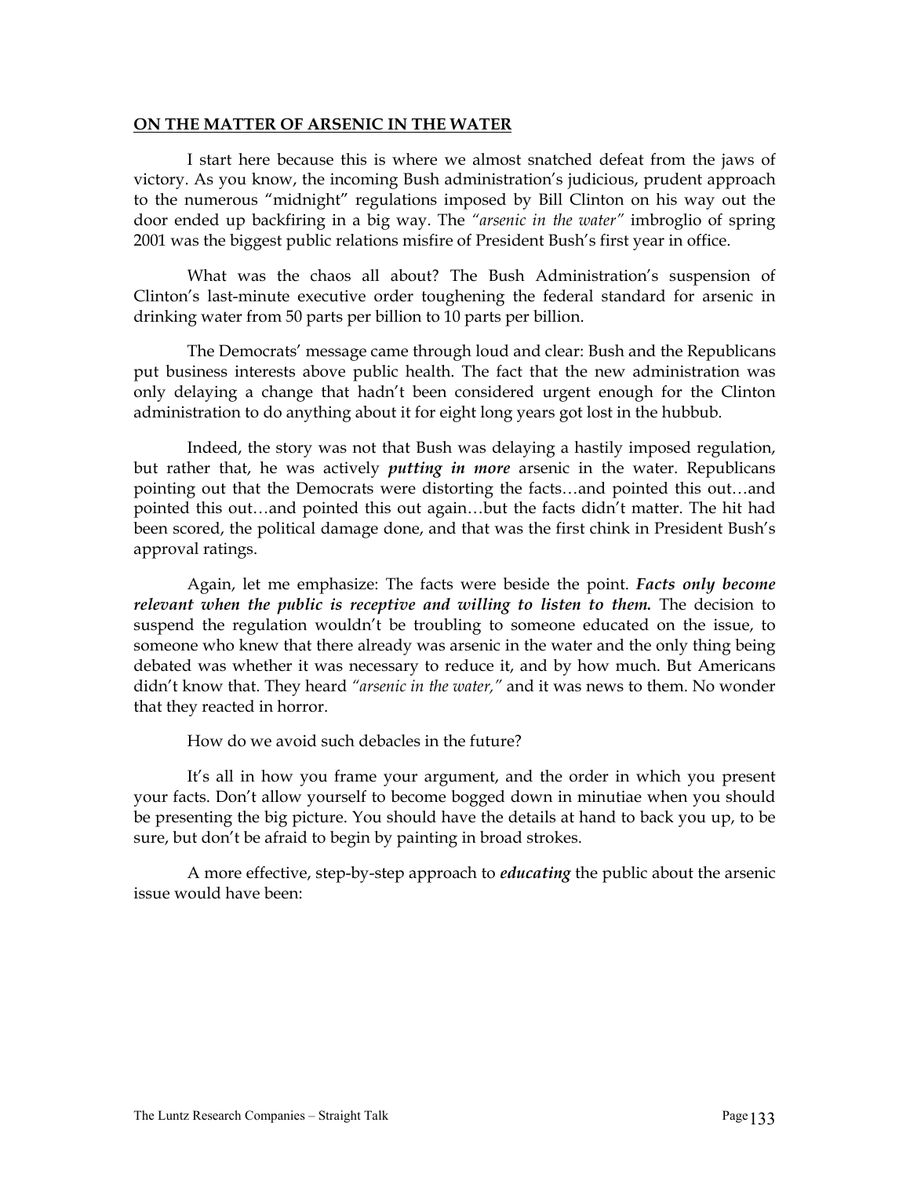**ON THE MATTER OF ARSENIC IN THE WATER**

I start here because this is where we almost snatched defeat from the jaws of victory. As you know, the incoming Bush administration's judicious, prudent approach to the numerous "midnight" regulations imposed by Bill Clinton on his way out the door ended up backfiring in a big way. The *"arsenic in the water"* imbroglio of spring 2001 was the biggest public relations misfire of President Bush's first year in office.

What was the chaos all about? The Bush Administration's suspension of Clinton's last-minute executive order toughening the federal standard for arsenic in drinking water from 50 parts per billion to 10 parts per billion.

The Democrats' message came through loud and clear: Bush and the Republicans put business interests above public health. The fact that the new administration was only delaying a change that hadn't been considered urgent enough for the Clinton administration to do anything about it for eight long years got lost in the hubbub.

Indeed, the story was not that Bush was delaying a hastily imposed regulation, but rather that, he was actively ***putting in more*** arsenic in the water. Republicans pointing out that the Democrats were distorting the facts…and pointed this out…and pointed this out…and pointed this out again…but the facts didn't matter. The hit had been scored, the political damage done, and that was the first chink in President Bush's approval ratings.

Again, let me emphasize: The facts were beside the point. ***Facts only become relevant when the public is receptive and willing to listen to them.*** The decision to suspend the regulation wouldn't be troubling to someone educated on the issue, to someone who knew that there already was arsenic in the water and the only thing being debated was whether it was necessary to reduce it, and by how much. But Americans didn't know that. They heard *"arsenic in the water,"* and it was news to them. No wonder that they reacted in horror.

How do we avoid such debacles in the future?

It's all in how you frame your argument, and the order in which you present your facts. Don't allow yourself to become bogged down in minutiae when you should be presenting the big picture. You should have the details at hand to back you up, to be sure, but don't be afraid to begin by painting in broad strokes.

A more effective, step-by-step approach to ***educating*** the public about the arsenic issue would have been: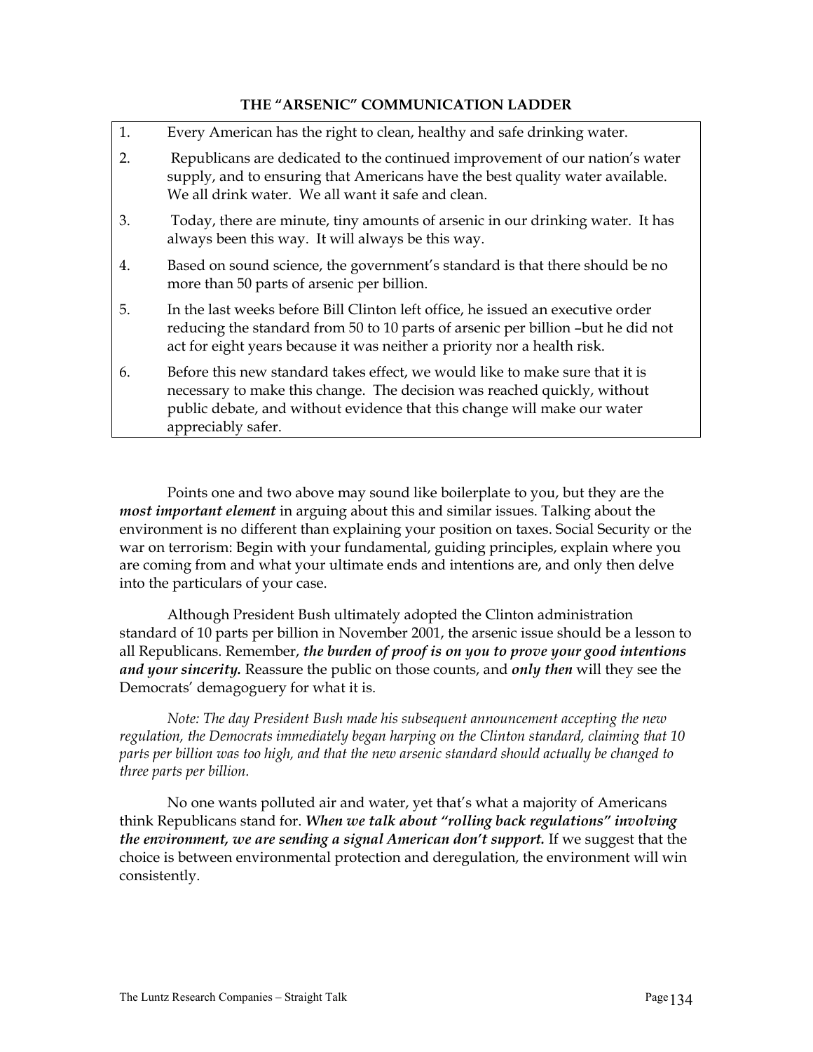### THE "ARSENIC" COMMUNICATION LADDER

1. Every American has the right to clean, healthy and safe drinking water.
2. Republicans are dedicated to the continued improvement of our nation's water supply, and to ensuring that Americans have the best quality water available. We all drink water. We all want it safe and clean.
3. Today, there are minute, tiny amounts of arsenic in our drinking water. It has always been this way. It will always be this way.
4. Based on sound science, the government's standard is that there should be no more than 50 parts of arsenic per billion.
5. In the last weeks before Bill Clinton left office, he issued an executive order reducing the standard from 50 to 10 parts of arsenic per billion –but he did not act for eight years because it was neither a priority nor a health risk.
6. Before this new standard takes effect, we would like to make sure that it is necessary to make this change. The decision was reached quickly, without public debate, and without evidence that this change will make our water appreciably safer.

Points one and two above may sound like boilerplate to you, but they are the ***most important element*** in arguing about this and similar issues. Talking about the environment is no different than explaining your position on taxes. Social Security or the war on terrorism: Begin with your fundamental, guiding principles, explain where you are coming from and what your ultimate ends and intentions are, and only then delve into the particulars of your case.

Although President Bush ultimately adopted the Clinton administration standard of 10 parts per billion in November 2001, the arsenic issue should be a lesson to all Republicans. Remember, ***the burden of proof is on you to prove your good intentions and your sincerity.*** Reassure the public on those counts, and ***only then*** will they see the Democrats' demagoguery for what it is.

*Note: The day President Bush made his subsequent announcement accepting the new regulation, the Democrats immediately began harping on the Clinton standard, claiming that 10 parts per billion was too high, and that the new arsenic standard should actually be changed to three parts per billion.*

No one wants polluted air and water, yet that's what a majority of Americans think Republicans stand for. ***When we talk about "rolling back regulations" involving the environment, we are sending a signal American don't support.*** If we suggest that the choice is between environmental protection and deregulation, the environment will win consistently.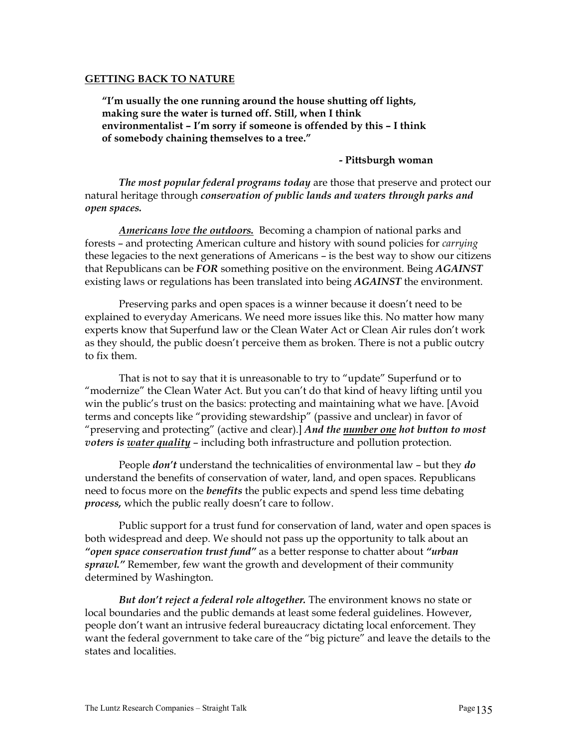**GETTING BACK TO NATURE**

> **"I'm usually the one running around the house shutting off lights, making sure the water is turned off. Still, when I think environmentalist – I'm sorry if someone is offended by this – I think of somebody chaining themselves to a tree."**
>
> **- Pittsburgh woman**

***The most popular federal programs today*** are those that preserve and protect our natural heritage through ***conservation of public lands and waters through parks and open spaces.***

***Americans love the outdoors.*** Becoming a champion of national parks and forests – and protecting American culture and history with sound policies for *carrying* these legacies to the next generations of Americans – is the best way to show our citizens that Republicans can be ***FOR*** something positive on the environment. Being ***AGAINST*** existing laws or regulations has been translated into being ***AGAINST*** the environment.

Preserving parks and open spaces is a winner because it doesn't need to be explained to everyday Americans. We need more issues like this. No matter how many experts know that Superfund law or the Clean Water Act or Clean Air rules don't work as they should, the public doesn't perceive them as broken. There is not a public outcry to fix them.

That is not to say that it is unreasonable to try to "update" Superfund or to "modernize" the Clean Water Act. But you can't do that kind of heavy lifting until you win the public's trust on the basics: protecting and maintaining what we have. [Avoid terms and concepts like "providing stewardship" (passive and unclear) in favor of "preserving and protecting" (active and clear).] ***And the number one hot button to most voters is water quality*** – including both infrastructure and pollution protection.

People ***don't*** understand the technicalities of environmental law – but they ***do*** understand the benefits of conservation of water, land, and open spaces. Republicans need to focus more on the ***benefits*** the public expects and spend less time debating ***process,*** which the public really doesn't care to follow.

Public support for a trust fund for conservation of land, water and open spaces is both widespread and deep. We should not pass up the opportunity to talk about an ***"open space conservation trust fund"*** as a better response to chatter about ***"urban sprawl."*** Remember, few want the growth and development of their community determined by Washington.

***But don't reject a federal role altogether.*** The environment knows no state or local boundaries and the public demands at least some federal guidelines. However, people don't want an intrusive federal bureaucracy dictating local enforcement. They want the federal government to take care of the "big picture" and leave the details to the states and localities.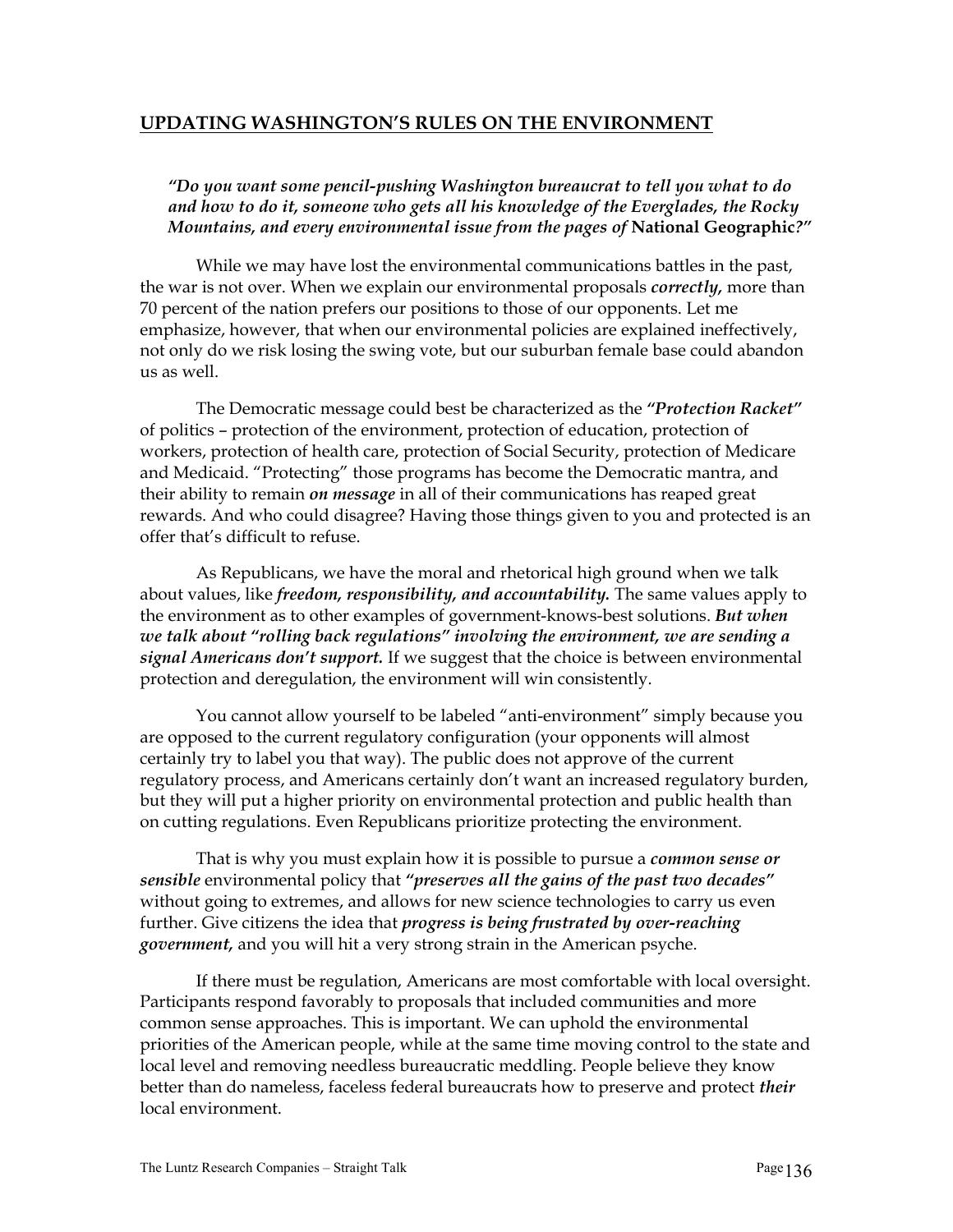## UPDATING WASHINGTON'S RULES ON THE ENVIRONMENT

***"Do you want some pencil-pushing Washington bureaucrat to tell you what to do and how to do it, someone who gets all his knowledge of the Everglades, the Rocky Mountains, and every environmental issue from the pages of* National Geographic?"**

While we may have lost the environmental communications battles in the past, the war is not over. When we explain our environmental proposals ***correctly,*** more than 70 percent of the nation prefers our positions to those of our opponents. Let me emphasize, however, that when our environmental policies are explained ineffectively, not only do we risk losing the swing vote, but our suburban female base could abandon us as well.

The Democratic message could best be characterized as the ***"Protection Racket"*** of politics – protection of the environment, protection of education, protection of workers, protection of health care, protection of Social Security, protection of Medicare and Medicaid. "Protecting" those programs has become the Democratic mantra, and their ability to remain ***on message*** in all of their communications has reaped great rewards. And who could disagree? Having those things given to you and protected is an offer that's difficult to refuse.

As Republicans, we have the moral and rhetorical high ground when we talk about values, like ***freedom, responsibility, and accountability.*** The same values apply to the environment as to other examples of government-knows-best solutions. ***But when we talk about "rolling back regulations" involving the environment, we are sending a signal Americans don't support.*** If we suggest that the choice is between environmental protection and deregulation, the environment will win consistently.

You cannot allow yourself to be labeled "anti-environment" simply because you are opposed to the current regulatory configuration (your opponents will almost certainly try to label you that way). The public does not approve of the current regulatory process, and Americans certainly don't want an increased regulatory burden, but they will put a higher priority on environmental protection and public health than on cutting regulations. Even Republicans prioritize protecting the environment.

That is why you must explain how it is possible to pursue a ***common sense or sensible*** environmental policy that ***"preserves all the gains of the past two decades"*** without going to extremes, and allows for new science technologies to carry us even further. Give citizens the idea that ***progress is being frustrated by over-reaching government,*** and you will hit a very strong strain in the American psyche.

If there must be regulation, Americans are most comfortable with local oversight. Participants respond favorably to proposals that included communities and more common sense approaches. This is important. We can uphold the environmental priorities of the American people, while at the same time moving control to the state and local level and removing needless bureaucratic meddling. People believe they know better than do nameless, faceless federal bureaucrats how to preserve and protect ***their*** local environment.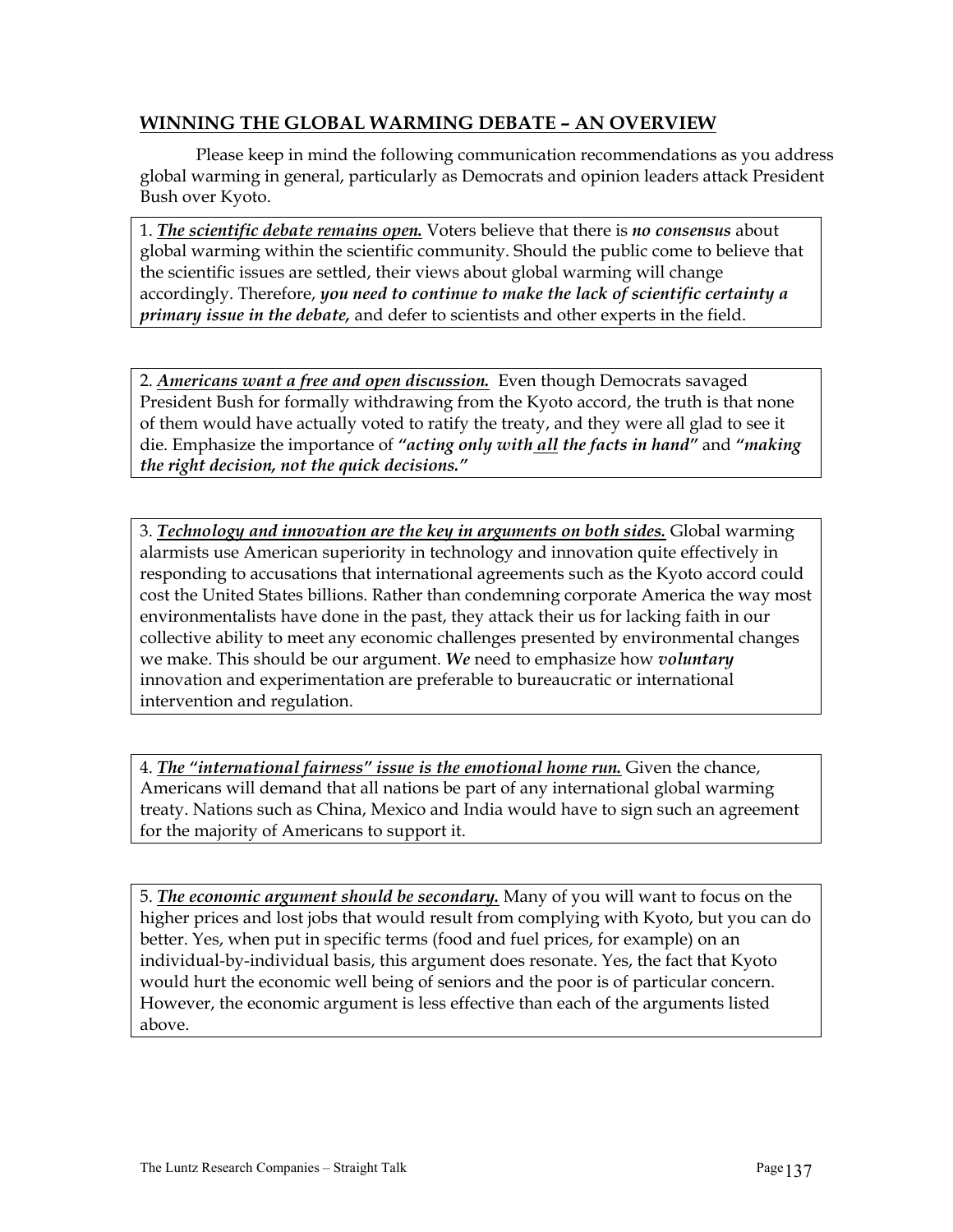## <u>WINNING THE GLOBAL WARMING DEBATE – AN OVERVIEW</u>

Please keep in mind the following communication recommendations as you address global warming in general, particularly as Democrats and opinion leaders attack President Bush over Kyoto.

1. ***<u>The scientific debate remains open.</u>*** Voters believe that there is ***no consensus*** about global warming within the scientific community. Should the public come to believe that the scientific issues are settled, their views about global warming will change accordingly. Therefore, ***you need to continue to make the lack of scientific certainty a primary issue in the debate,*** and defer to scientists and other experts in the field.

2. ***<u>Americans want a free and open discussion.</u>*** Even though Democrats savaged President Bush for formally withdrawing from the Kyoto accord, the truth is that none of them would have actually voted to ratify the treaty, and they were all glad to see it die. Emphasize the importance of ***"acting only with <u>all</u> the facts in hand"*** and ***"making the right decision, not the quick decisions."***

3. ***<u>Technology and innovation are the key in arguments on both sides.</u>*** Global warming alarmists use American superiority in technology and innovation quite effectively in responding to accusations that international agreements such as the Kyoto accord could cost the United States billions. Rather than condemning corporate America the way most environmentalists have done in the past, they attack their us for lacking faith in our collective ability to meet any economic challenges presented by environmental changes we make. This should be our argument. ***We*** need to emphasize how ***voluntary*** innovation and experimentation are preferable to bureaucratic or international intervention and regulation.

4. ***<u>The "international fairness" issue is the emotional home run.</u>*** Given the chance, Americans will demand that all nations be part of any international global warming treaty. Nations such as China, Mexico and India would have to sign such an agreement for the majority of Americans to support it.

5. ***<u>The economic argument should be secondary.</u>*** Many of you will want to focus on the higher prices and lost jobs that would result from complying with Kyoto, but you can do better. Yes, when put in specific terms (food and fuel prices, for example) on an individual-by-individual basis, this argument does resonate. Yes, the fact that Kyoto would hurt the economic well being of seniors and the poor is of particular concern. However, the economic argument is less effective than each of the arguments listed above.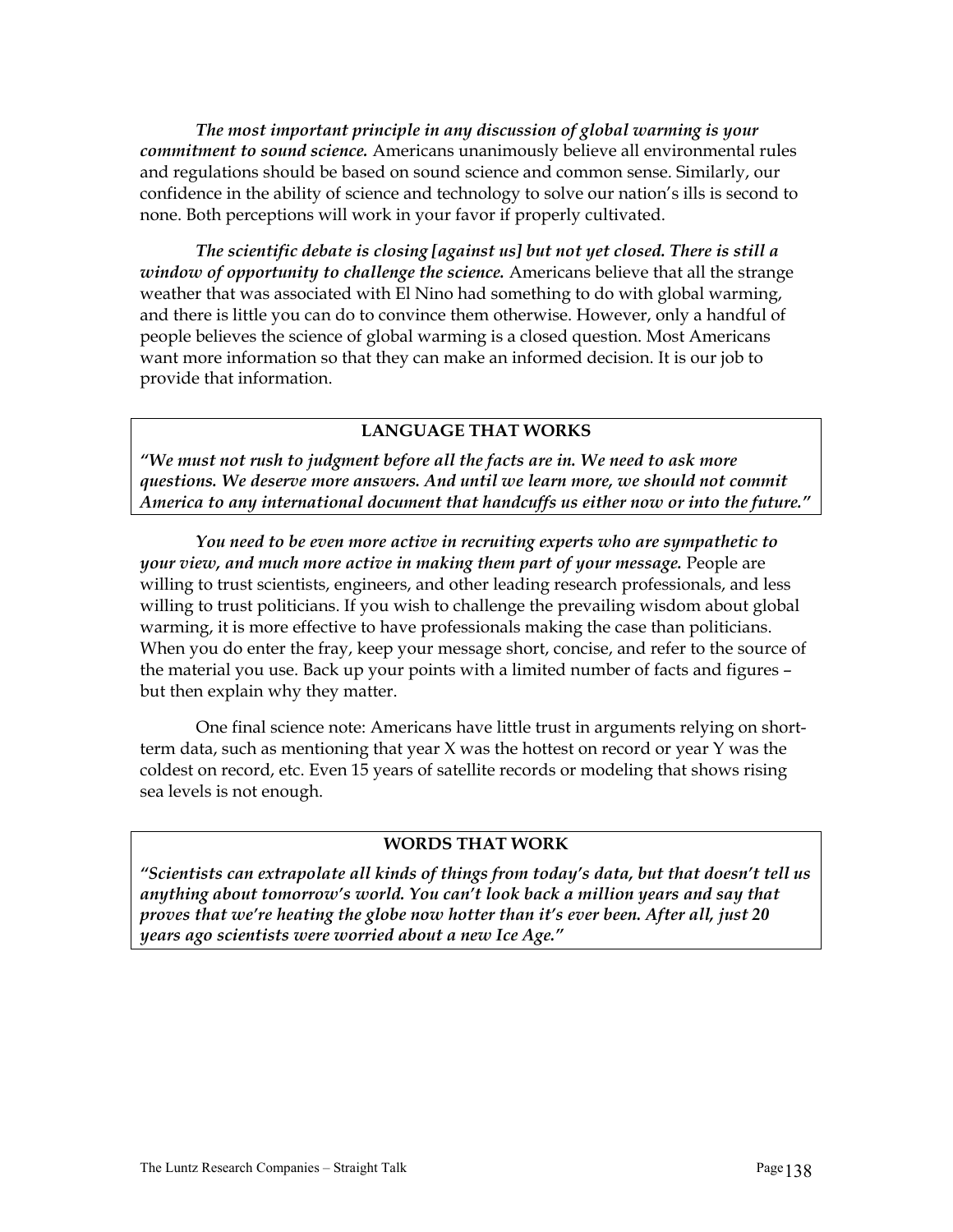***The most important principle in any discussion of global warming is your commitment to sound science.*** Americans unanimously believe all environmental rules and regulations should be based on sound science and common sense. Similarly, our confidence in the ability of science and technology to solve our nation's ills is second to none. Both perceptions will work in your favor if properly cultivated.

***The scientific debate is closing [against us] but not yet closed. There is still a window of opportunity to challenge the science.*** Americans believe that all the strange weather that was associated with El Nino had something to do with global warming, and there is little you can do to convince them otherwise. However, only a handful of people believes the science of global warming is a closed question. Most Americans want more information so that they can make an informed decision. It is our job to provide that information.

> **LANGUAGE THAT WORKS**
>
> ***"We must not rush to judgment before all the facts are in. We need to ask more questions. We deserve more answers. And until we learn more, we should not commit America to any international document that handcuffs us either now or into the future."***

***You need to be even more active in recruiting experts who are sympathetic to your view, and much more active in making them part of your message.*** People are willing to trust scientists, engineers, and other leading research professionals, and less willing to trust politicians. If you wish to challenge the prevailing wisdom about global warming, it is more effective to have professionals making the case than politicians. When you do enter the fray, keep your message short, concise, and refer to the source of the material you use. Back up your points with a limited number of facts and figures – but then explain why they matter.

One final science note: Americans have little trust in arguments relying on short-term data, such as mentioning that year X was the hottest on record or year Y was the coldest on record, etc. Even 15 years of satellite records or modeling that shows rising sea levels is not enough.

> **WORDS THAT WORK**
>
> ***"Scientists can extrapolate all kinds of things from today's data, but that doesn't tell us anything about tomorrow's world. You can't look back a million years and say that proves that we're heating the globe now hotter than it's ever been. After all, just 20 years ago scientists were worried about a new Ice Age."***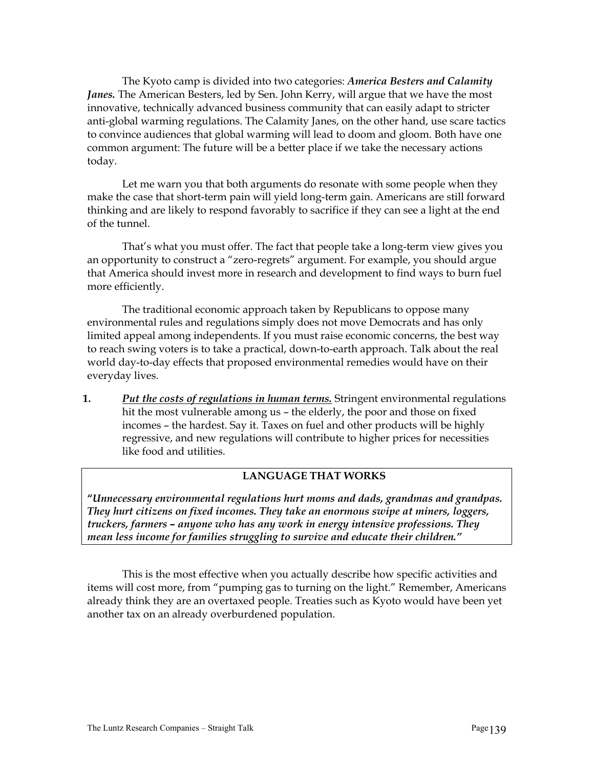The Kyoto camp is divided into two categories: ***America Besters and Calamity Janes.*** The American Besters, led by Sen. John Kerry, will argue that we have the most innovative, technically advanced business community that can easily adapt to stricter anti-global warming regulations. The Calamity Janes, on the other hand, use scare tactics to convince audiences that global warming will lead to doom and gloom. Both have one common argument: The future will be a better place if we take the necessary actions today.

Let me warn you that both arguments do resonate with some people when they make the case that short-term pain will yield long-term gain. Americans are still forward thinking and are likely to respond favorably to sacrifice if they can see a light at the end of the tunnel.

That's what you must offer. The fact that people take a long-term view gives you an opportunity to construct a "zero-regrets" argument. For example, you should argue that America should invest more in research and development to find ways to burn fuel more efficiently.

The traditional economic approach taken by Republicans to oppose many environmental rules and regulations simply does not move Democrats and has only limited appeal among independents. If you must raise economic concerns, the best way to reach swing voters is to take a practical, down-to-earth approach. Talk about the real world day-to-day effects that proposed environmental remedies would have on their everyday lives.

1. ***Put the costs of regulations in human terms.*** Stringent environmental regulations hit the most vulnerable among us – the elderly, the poor and those on fixed incomes – the hardest. Say it. Taxes on fuel and other products will be highly regressive, and new regulations will contribute to higher prices for necessities like food and utilities.

**LANGUAGE THAT WORKS**

***"Unnecessary environmental regulations hurt moms and dads, grandmas and grandpas. They hurt citizens on fixed incomes. They take an enormous swipe at miners, loggers, truckers, farmers – anyone who has any work in energy intensive professions. They mean less income for families struggling to survive and educate their children."***

This is the most effective when you actually describe how specific activities and items will cost more, from "pumping gas to turning on the light." Remember, Americans already think they are an overtaxed people. Treaties such as Kyoto would have been yet another tax on an already overburdened population.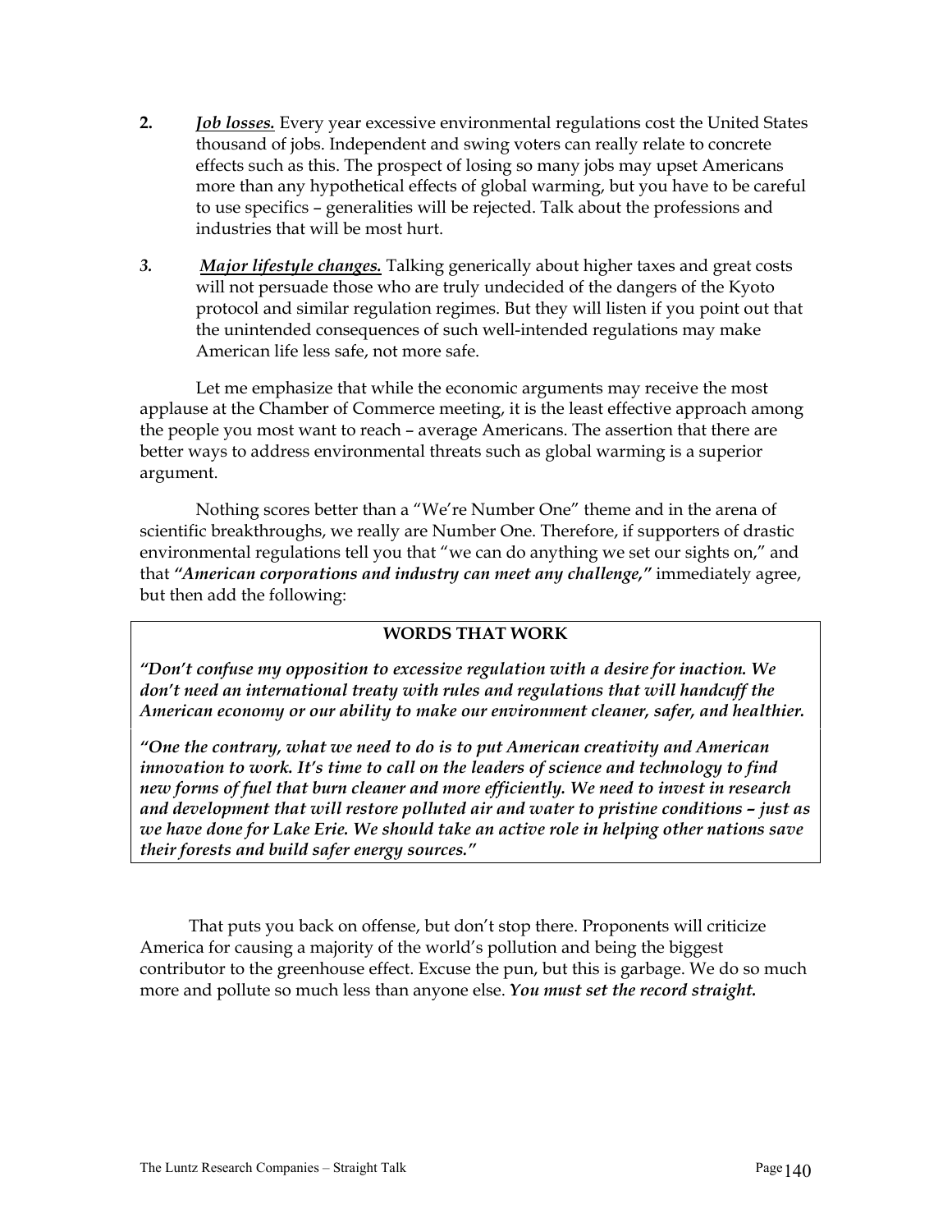2. ***Job losses.*** Every year excessive environmental regulations cost the United States thousand of jobs. Independent and swing voters can really relate to concrete effects such as this. The prospect of losing so many jobs may upset Americans more than any hypothetical effects of global warming, but you have to be careful to use specifics – generalities will be rejected. Talk about the professions and industries that will be most hurt.

*3.* ***Major lifestyle changes.*** Talking generically about higher taxes and great costs will not persuade those who are truly undecided of the dangers of the Kyoto protocol and similar regulation regimes. But they will listen if you point out that the unintended consequences of such well-intended regulations may make American life less safe, not more safe.

Let me emphasize that while the economic arguments may receive the most applause at the Chamber of Commerce meeting, it is the least effective approach among the people you most want to reach – average Americans. The assertion that there are better ways to address environmental threats such as global warming is a superior argument.

Nothing scores better than a "We're Number One" theme and in the arena of scientific breakthroughs, we really are Number One. Therefore, if supporters of drastic environmental regulations tell you that "we can do anything we set our sights on," and that ***"American corporations and industry can meet any challenge,"*** immediately agree, but then add the following:

**WORDS THAT WORK**

***"Don't confuse my opposition to excessive regulation with a desire for inaction. We don't need an international treaty with rules and regulations that will handcuff the American economy or our ability to make our environment cleaner, safer, and healthier.***

***"One the contrary, what we need to do is to put American creativity and American innovation to work. It's time to call on the leaders of science and technology to find new forms of fuel that burn cleaner and more efficiently. We need to invest in research and development that will restore polluted air and water to pristine conditions – just as we have done for Lake Erie. We should take an active role in helping other nations save their forests and build safer energy sources."***

That puts you back on offense, but don't stop there. Proponents will criticize America for causing a majority of the world's pollution and being the biggest contributor to the greenhouse effect. Excuse the pun, but this is garbage. We do so much more and pollute so much less than anyone else. ***You must set the record straight.***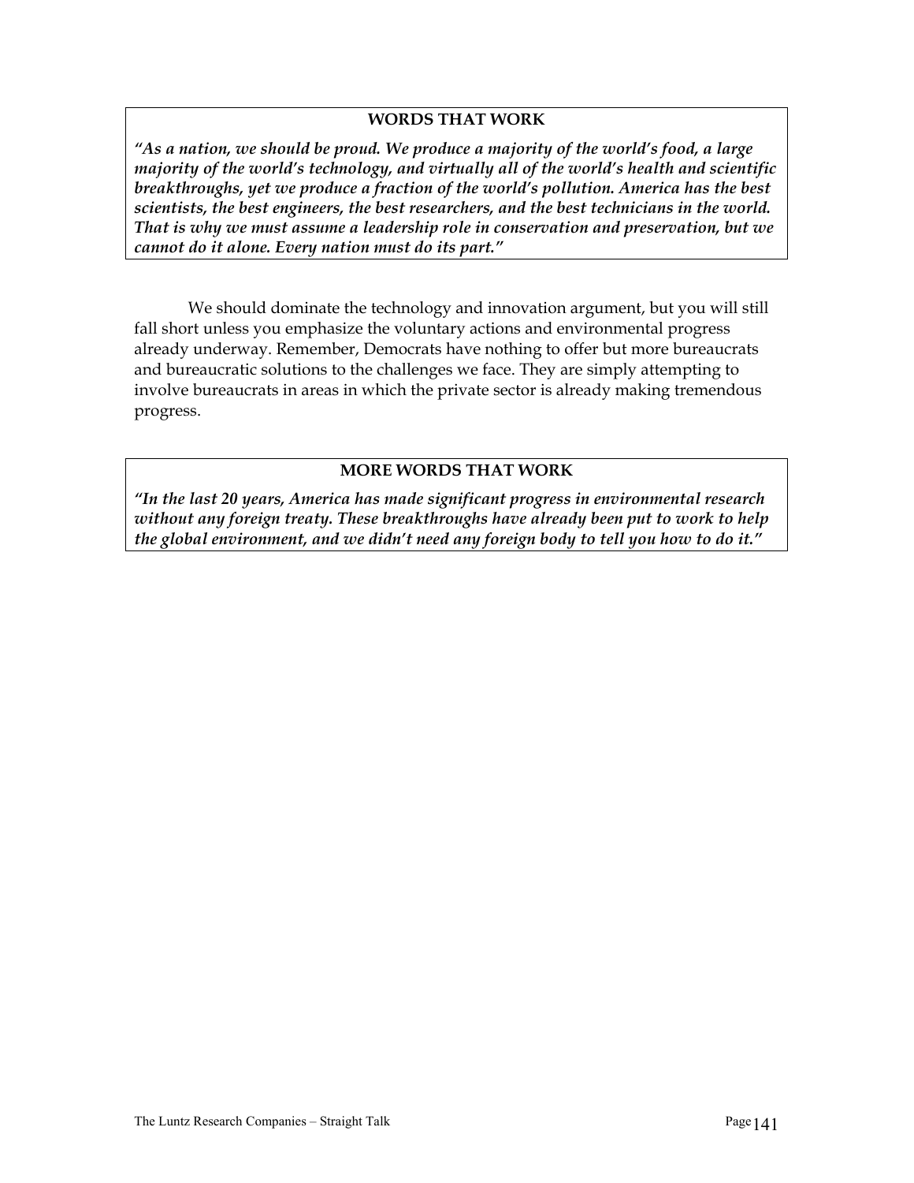**WORDS THAT WORK**

***"As a nation, we should be proud. We produce a majority of the world's food, a large majority of the world's technology, and virtually all of the world's health and scientific breakthroughs, yet we produce a fraction of the world's pollution. America has the best scientists, the best engineers, the best researchers, and the best technicians in the world. That is why we must assume a leadership role in conservation and preservation, but we cannot do it alone. Every nation must do its part."***

We should dominate the technology and innovation argument, but you will still fall short unless you emphasize the voluntary actions and environmental progress already underway. Remember, Democrats have nothing to offer but more bureaucrats and bureaucratic solutions to the challenges we face. They are simply attempting to involve bureaucrats in areas in which the private sector is already making tremendous progress.

**MORE WORDS THAT WORK**

***"In the last 20 years, America has made significant progress in environmental research without any foreign treaty. These breakthroughs have already been put to work to help the global environment, and we didn't need any foreign body to tell you how to do it."***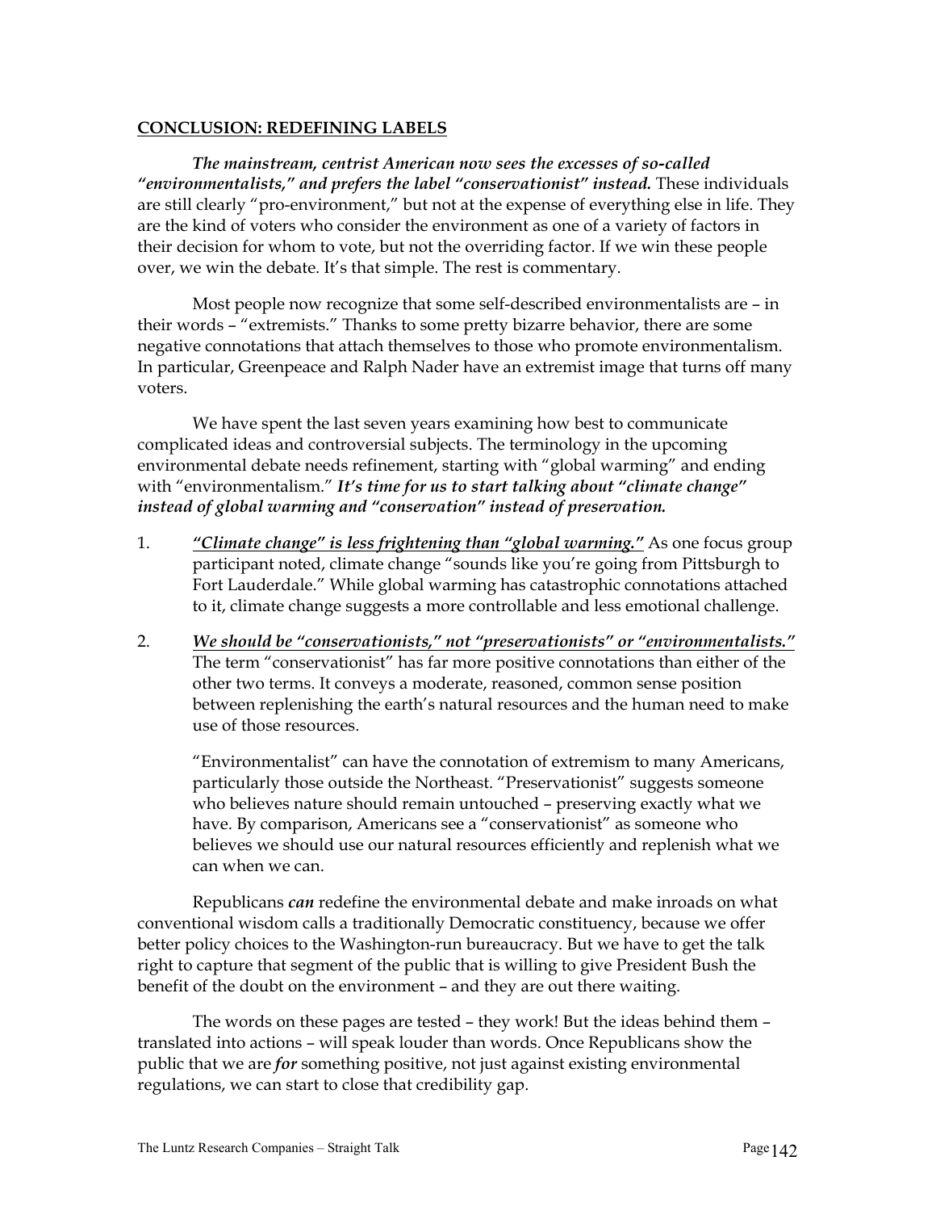## CONCLUSION: REDEFINING LABELS

***The mainstream, centrist American now sees the excesses of so-called "environmentalists," and prefers the label "conservationist" instead.*** These individuals are still clearly "pro-environment," but not at the expense of everything else in life. They are the kind of voters who consider the environment as one of a variety of factors in their decision for whom to vote, but not the overriding factor. If we win these people over, we win the debate. It's that simple. The rest is commentary.

Most people now recognize that some self-described environmentalists are – in their words – "extremists." Thanks to some pretty bizarre behavior, there are some negative connotations that attach themselves to those who promote environmentalism. In particular, Greenpeace and Ralph Nader have an extremist image that turns off many voters.

We have spent the last seven years examining how best to communicate complicated ideas and controversial subjects. The terminology in the upcoming environmental debate needs refinement, starting with "global warming" and ending with "environmentalism." ***It's time for us to start talking about "climate change" instead of global warming and "conservation" instead of preservation.***

1. ***"Climate change" is less frightening than "global warming."*** As one focus group participant noted, climate change "sounds like you're going from Pittsburgh to Fort Lauderdale." While global warming has catastrophic connotations attached to it, climate change suggests a more controllable and less emotional challenge.

2. ***We should be "conservationists," not "preservationists" or "environmentalists."*** The term "conservationist" has far more positive connotations than either of the other two terms. It conveys a moderate, reasoned, common sense position between replenishing the earth's natural resources and the human need to make use of those resources.

   "Environmentalist" can have the connotation of extremism to many Americans, particularly those outside the Northeast. "Preservationist" suggests someone who believes nature should remain untouched – preserving exactly what we have. By comparison, Americans see a "conservationist" as someone who believes we should use our natural resources efficiently and replenish what we can when we can.

Republicans ***can*** redefine the environmental debate and make inroads on what conventional wisdom calls a traditionally Democratic constituency, because we offer better policy choices to the Washington-run bureaucracy. But we have to get the talk right to capture that segment of the public that is willing to give President Bush the benefit of the doubt on the environment – and they are out there waiting.

The words on these pages are tested – they work! But the ideas behind them – translated into actions – will speak louder than words. Once Republicans show the public that we are ***for*** something positive, not just against existing environmental regulations, we can start to close that credibility gap.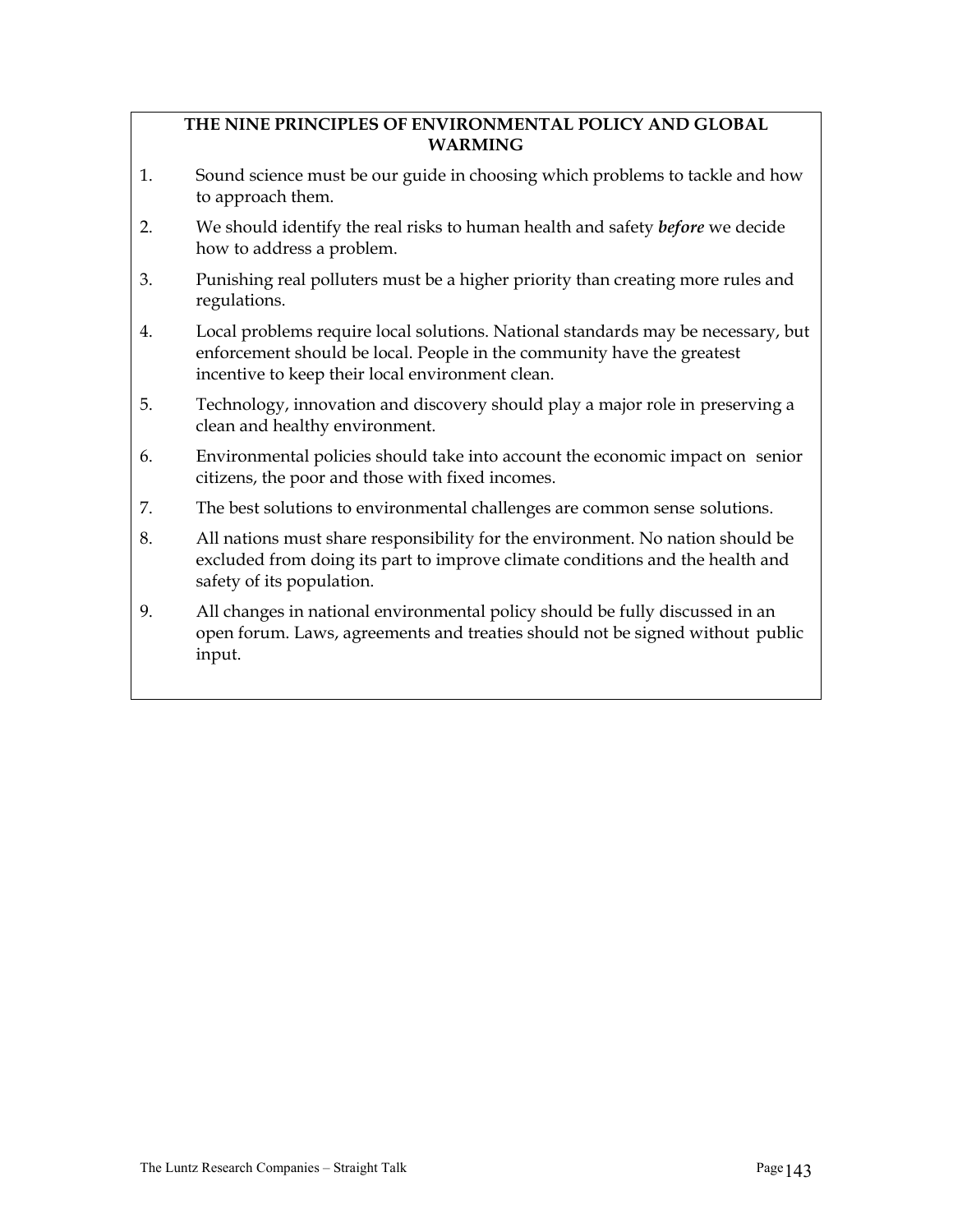## THE NINE PRINCIPLES OF ENVIRONMENTAL POLICY AND GLOBAL WARMING

1. Sound science must be our guide in choosing which problems to tackle and how to approach them.
2. We should identify the real risks to human health and safety ***before*** we decide how to address a problem.
3. Punishing real polluters must be a higher priority than creating more rules and regulations.
4. Local problems require local solutions. National standards may be necessary, but enforcement should be local. People in the community have the greatest incentive to keep their local environment clean.
5. Technology, innovation and discovery should play a major role in preserving a clean and healthy environment.
6. Environmental policies should take into account the economic impact on senior citizens, the poor and those with fixed incomes.
7. The best solutions to environmental challenges are common sense solutions.
8. All nations must share responsibility for the environment. No nation should be excluded from doing its part to improve climate conditions and the health and safety of its population.
9. All changes in national environmental policy should be fully discussed in an open forum. Laws, agreements and treaties should not be signed without public input.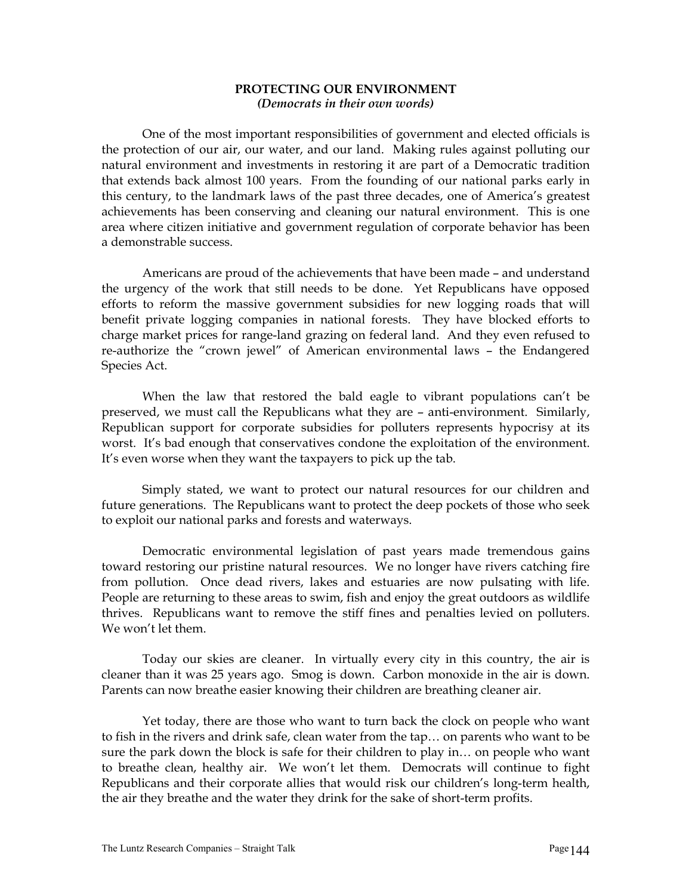**PROTECTING OUR ENVIRONMENT**
***(Democrats in their own words)***

One of the most important responsibilities of government and elected officials is the protection of our air, our water, and our land. Making rules against polluting our natural environment and investments in restoring it are part of a Democratic tradition that extends back almost 100 years. From the founding of our national parks early in this century, to the landmark laws of the past three decades, one of America's greatest achievements has been conserving and cleaning our natural environment. This is one area where citizen initiative and government regulation of corporate behavior has been a demonstrable success.

Americans are proud of the achievements that have been made – and understand the urgency of the work that still needs to be done. Yet Republicans have opposed efforts to reform the massive government subsidies for new logging roads that will benefit private logging companies in national forests. They have blocked efforts to charge market prices for range-land grazing on federal land. And they even refused to re-authorize the "crown jewel" of American environmental laws – the Endangered Species Act.

When the law that restored the bald eagle to vibrant populations can't be preserved, we must call the Republicans what they are – anti-environment. Similarly, Republican support for corporate subsidies for polluters represents hypocrisy at its worst. It's bad enough that conservatives condone the exploitation of the environment. It's even worse when they want the taxpayers to pick up the tab.

Simply stated, we want to protect our natural resources for our children and future generations. The Republicans want to protect the deep pockets of those who seek to exploit our national parks and forests and waterways.

Democratic environmental legislation of past years made tremendous gains toward restoring our pristine natural resources. We no longer have rivers catching fire from pollution. Once dead rivers, lakes and estuaries are now pulsating with life. People are returning to these areas to swim, fish and enjoy the great outdoors as wildlife thrives. Republicans want to remove the stiff fines and penalties levied on polluters. We won't let them.

Today our skies are cleaner. In virtually every city in this country, the air is cleaner than it was 25 years ago. Smog is down. Carbon monoxide in the air is down. Parents can now breathe easier knowing their children are breathing cleaner air.

Yet today, there are those who want to turn back the clock on people who want to fish in the rivers and drink safe, clean water from the tap… on parents who want to be sure the park down the block is safe for their children to play in… on people who want to breathe clean, healthy air. We won't let them. Democrats will continue to fight Republicans and their corporate allies that would risk our children's long-term health, the air they breathe and the water they drink for the sake of short-term profits.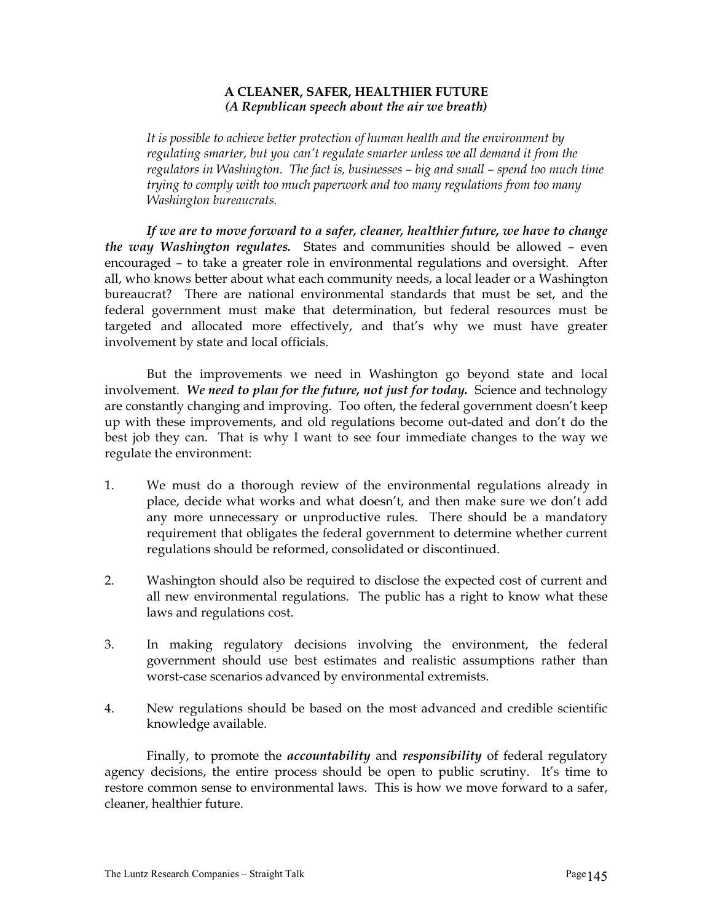**A CLEANER, SAFER, HEALTHIER FUTURE**
***(A Republican speech about the air we breath)***

*It is possible to achieve better protection of human health and the environment by regulating smarter, but you can't regulate smarter unless we all demand it from the regulators in Washington. The fact is, businesses – big and small – spend too much time trying to comply with too much paperwork and too many regulations from too many Washington bureaucrats.*

***If we are to move forward to a safer, cleaner, healthier future, we have to change the way Washington regulates.*** States and communities should be allowed – even encouraged – to take a greater role in environmental regulations and oversight. After all, who knows better about what each community needs, a local leader or a Washington bureaucrat? There are national environmental standards that must be set, and the federal government must make that determination, but federal resources must be targeted and allocated more effectively, and that's why we must have greater involvement by state and local officials.

But the improvements we need in Washington go beyond state and local involvement. ***We need to plan for the future, not just for today.*** Science and technology are constantly changing and improving. Too often, the federal government doesn't keep up with these improvements, and old regulations become out-dated and don't do the best job they can. That is why I want to see four immediate changes to the way we regulate the environment:

1. We must do a thorough review of the environmental regulations already in place, decide what works and what doesn't, and then make sure we don't add any more unnecessary or unproductive rules. There should be a mandatory requirement that obligates the federal government to determine whether current regulations should be reformed, consolidated or discontinued.

2. Washington should also be required to disclose the expected cost of current and all new environmental regulations. The public has a right to know what these laws and regulations cost.

3. In making regulatory decisions involving the environment, the federal government should use best estimates and realistic assumptions rather than worst-case scenarios advanced by environmental extremists.

4. New regulations should be based on the most advanced and credible scientific knowledge available.

Finally, to promote the ***accountability*** and ***responsibility*** of federal regulatory agency decisions, the entire process should be open to public scrutiny. It's time to restore common sense to environmental laws. This is how we move forward to a safer, cleaner, healthier future.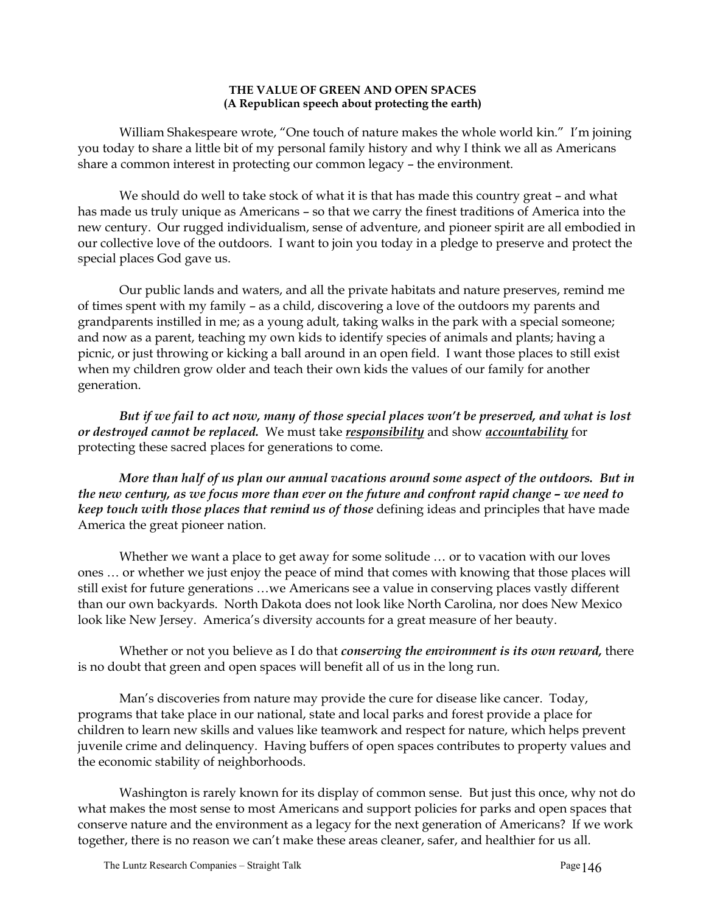**THE VALUE OF GREEN AND OPEN SPACES**
**(A Republican speech about protecting the earth)**

William Shakespeare wrote, "One touch of nature makes the whole world kin." I'm joining you today to share a little bit of my personal family history and why I think we all as Americans share a common interest in protecting our common legacy – the environment.

We should do well to take stock of what it is that has made this country great – and what has made us truly unique as Americans – so that we carry the finest traditions of America into the new century. Our rugged individualism, sense of adventure, and pioneer spirit are all embodied in our collective love of the outdoors. I want to join you today in a pledge to preserve and protect the special places God gave us.

Our public lands and waters, and all the private habitats and nature preserves, remind me of times spent with my family – as a child, discovering a love of the outdoors my parents and grandparents instilled in me; as a young adult, taking walks in the park with a special someone; and now as a parent, teaching my own kids to identify species of animals and plants; having a picnic, or just throwing or kicking a ball around in an open field. I want those places to still exist when my children grow older and teach their own kids the values of our family for another generation.

***But if we fail to act now, many of those special places won't be preserved, and what is lost or destroyed cannot be replaced.*** We must take ***<u>responsibility</u>*** and show ***<u>accountability</u>*** for protecting these sacred places for generations to come.

***More than half of us plan our annual vacations around some aspect of the outdoors. But in the new century, as we focus more than ever on the future and confront rapid change – we need to keep touch with those places that remind us of those*** defining ideas and principles that have made America the great pioneer nation.

Whether we want a place to get away for some solitude … or to vacation with our loves ones … or whether we just enjoy the peace of mind that comes with knowing that those places will still exist for future generations …we Americans see a value in conserving places vastly different than our own backyards. North Dakota does not look like North Carolina, nor does New Mexico look like New Jersey. America's diversity accounts for a great measure of her beauty.

Whether or not you believe as I do that ***conserving the environment is its own reward,*** there is no doubt that green and open spaces will benefit all of us in the long run.

Man's discoveries from nature may provide the cure for disease like cancer. Today, programs that take place in our national, state and local parks and forest provide a place for children to learn new skills and values like teamwork and respect for nature, which helps prevent juvenile crime and delinquency. Having buffers of open spaces contributes to property values and the economic stability of neighborhoods.

Washington is rarely known for its display of common sense. But just this once, why not do what makes the most sense to most Americans and support policies for parks and open spaces that conserve nature and the environment as a legacy for the next generation of Americans? If we work together, there is no reason we can't make these areas cleaner, safer, and healthier for us all.